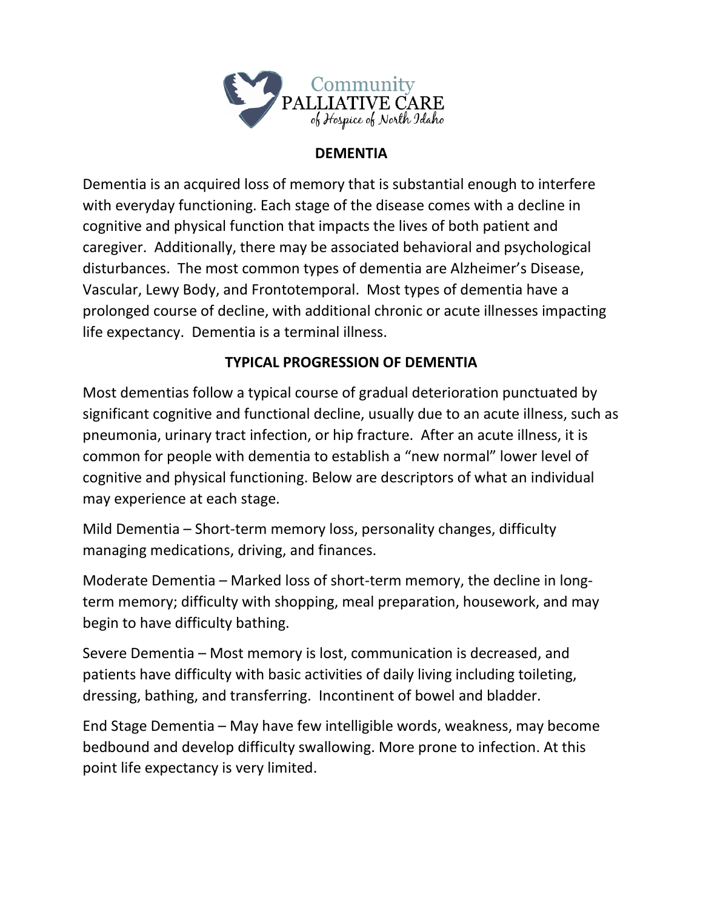Community
PALLIATIVE CARE
of Hospice of North Idaho

## DEMENTIA

Dementia is an acquired loss of memory that is substantial enough to interfere with everyday functioning. Each stage of the disease comes with a decline in cognitive and physical function that impacts the lives of both patient and caregiver. Additionally, there may be associated behavioral and psychological disturbances. The most common types of dementia are Alzheimer's Disease, Vascular, Lewy Body, and Frontotemporal. Most types of dementia have a prolonged course of decline, with additional chronic or acute illnesses impacting life expectancy. Dementia is a terminal illness.

## TYPICAL PROGRESSION OF DEMENTIA

Most dementias follow a typical course of gradual deterioration punctuated by significant cognitive and functional decline, usually due to an acute illness, such as pneumonia, urinary tract infection, or hip fracture. After an acute illness, it is common for people with dementia to establish a "new normal" lower level of cognitive and physical functioning. Below are descriptors of what an individual may experience at each stage.

Mild Dementia – Short-term memory loss, personality changes, difficulty managing medications, driving, and finances.

Moderate Dementia – Marked loss of short-term memory, the decline in long-term memory; difficulty with shopping, meal preparation, housework, and may begin to have difficulty bathing.

Severe Dementia – Most memory is lost, communication is decreased, and patients have difficulty with basic activities of daily living including toileting, dressing, bathing, and transferring. Incontinent of bowel and bladder.

End Stage Dementia – May have few intelligible words, weakness, may become bedbound and develop difficulty swallowing. More prone to infection. At this point life expectancy is very limited.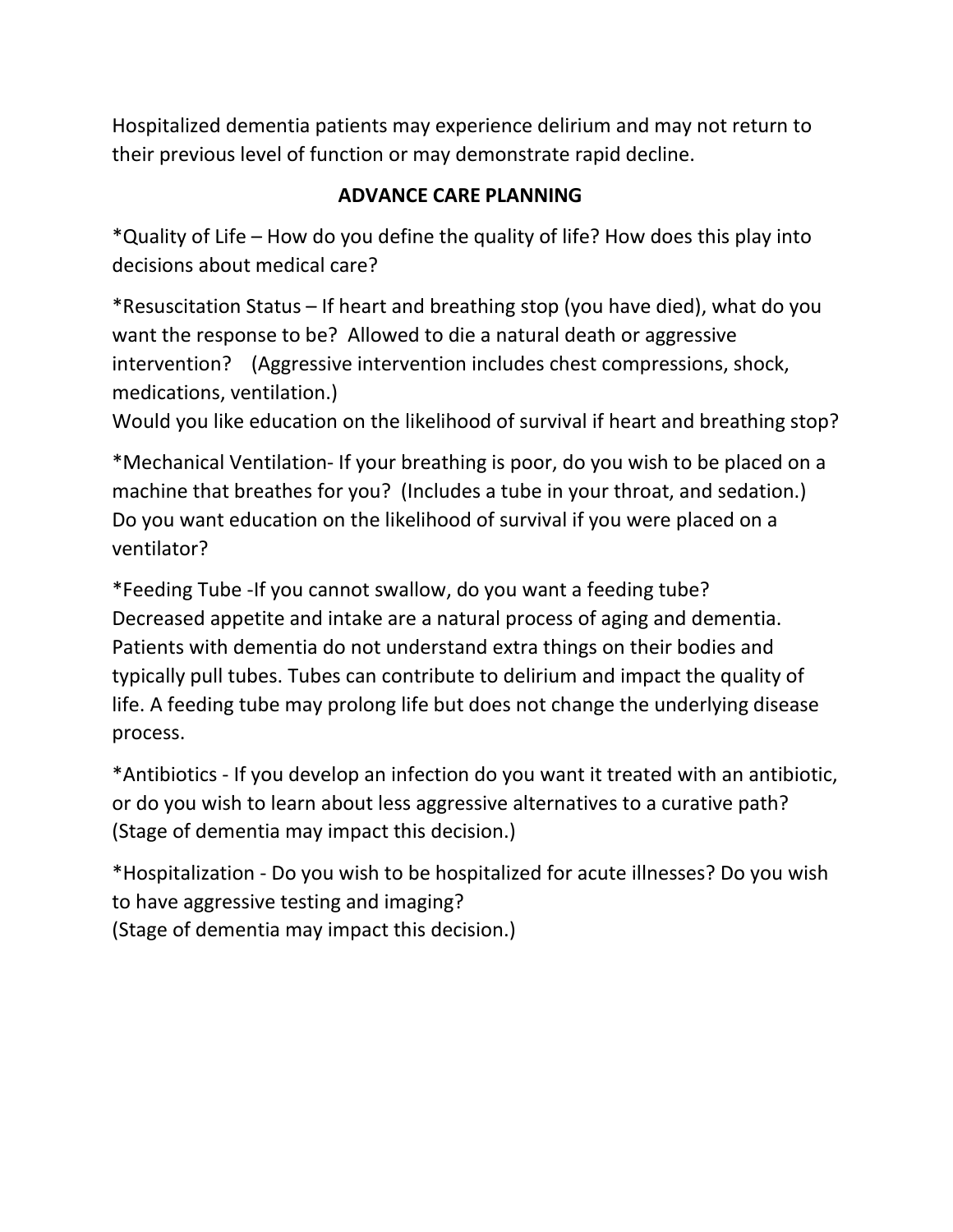Hospitalized dementia patients may experience delirium and may not return to their previous level of function or may demonstrate rapid decline.

## ADVANCE CARE PLANNING

*Quality of Life – How do you define the quality of life? How does this play into decisions about medical care?

*Resuscitation Status – If heart and breathing stop (you have died), what do you want the response to be? Allowed to die a natural death or aggressive intervention? (Aggressive intervention includes chest compressions, shock, medications, ventilation.)
Would you like education on the likelihood of survival if heart and breathing stop?

*Mechanical Ventilation- If your breathing is poor, do you wish to be placed on a machine that breathes for you? (Includes a tube in your throat, and sedation.) Do you want education on the likelihood of survival if you were placed on a ventilator?

*Feeding Tube -If you cannot swallow, do you want a feeding tube?
Decreased appetite and intake are a natural process of aging and dementia. Patients with dementia do not understand extra things on their bodies and typically pull tubes. Tubes can contribute to delirium and impact the quality of life. A feeding tube may prolong life but does not change the underlying disease process.

*Antibiotics - If you develop an infection do you want it treated with an antibiotic, or do you wish to learn about less aggressive alternatives to a curative path? (Stage of dementia may impact this decision.)

*Hospitalization - Do you wish to be hospitalized for acute illnesses? Do you wish to have aggressive testing and imaging?
(Stage of dementia may impact this decision.)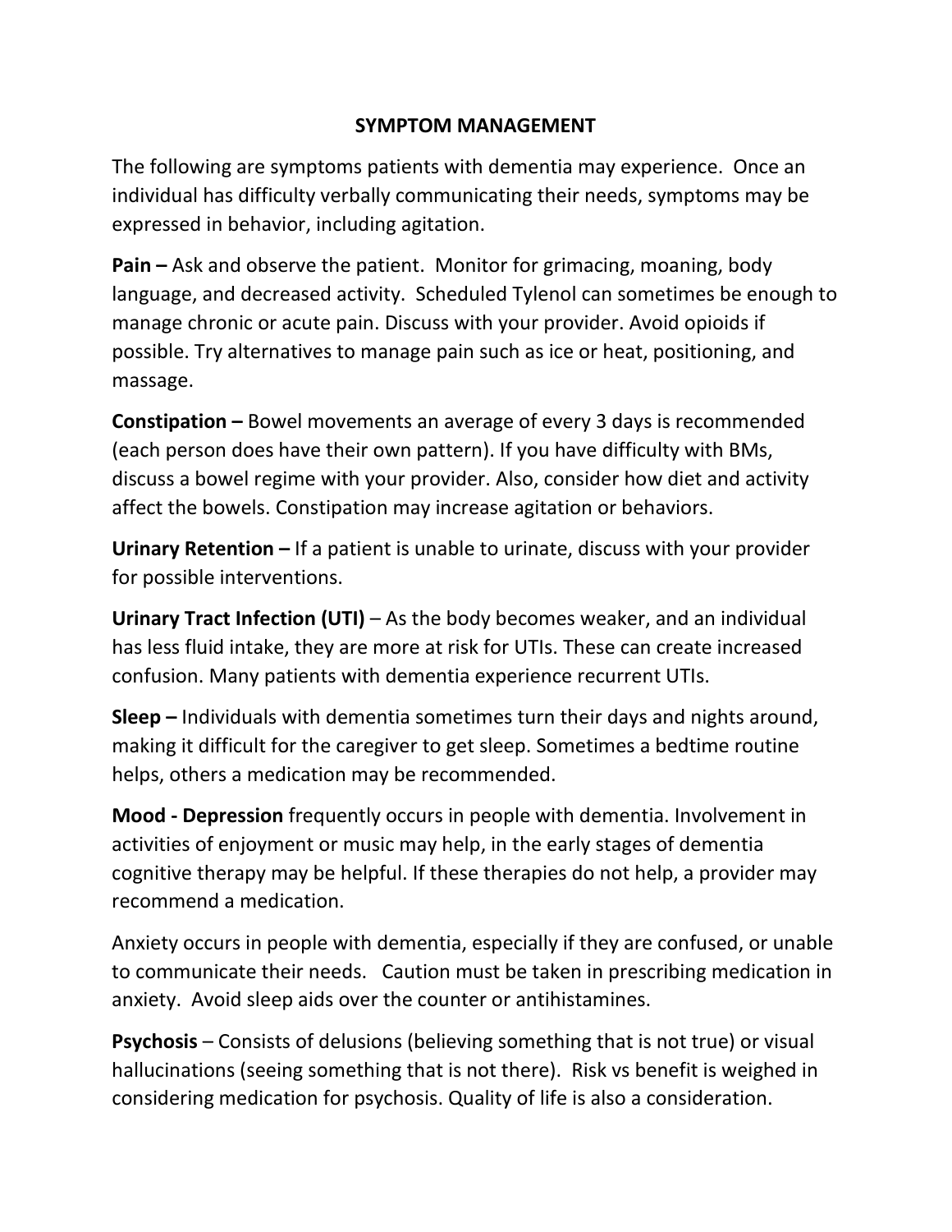# SYMPTOM MANAGEMENT

The following are symptoms patients with dementia may experience. Once an individual has difficulty verbally communicating their needs, symptoms may be expressed in behavior, including agitation.

**Pain –** Ask and observe the patient. Monitor for grimacing, moaning, body language, and decreased activity. Scheduled Tylenol can sometimes be enough to manage chronic or acute pain. Discuss with your provider. Avoid opioids if possible. Try alternatives to manage pain such as ice or heat, positioning, and massage.

**Constipation –** Bowel movements an average of every 3 days is recommended (each person does have their own pattern). If you have difficulty with BMs, discuss a bowel regime with your provider. Also, consider how diet and activity affect the bowels. Constipation may increase agitation or behaviors.

**Urinary Retention –** If a patient is unable to urinate, discuss with your provider for possible interventions.

**Urinary Tract Infection (UTI)** – As the body becomes weaker, and an individual has less fluid intake, they are more at risk for UTIs. These can create increased confusion. Many patients with dementia experience recurrent UTIs.

**Sleep –** Individuals with dementia sometimes turn their days and nights around, making it difficult for the caregiver to get sleep. Sometimes a bedtime routine helps, others a medication may be recommended.

**Mood - Depression** frequently occurs in people with dementia. Involvement in activities of enjoyment or music may help, in the early stages of dementia cognitive therapy may be helpful. If these therapies do not help, a provider may recommend a medication.

Anxiety occurs in people with dementia, especially if they are confused, or unable to communicate their needs. Caution must be taken in prescribing medication in anxiety. Avoid sleep aids over the counter or antihistamines.

**Psychosis** – Consists of delusions (believing something that is not true) or visual hallucinations (seeing something that is not there). Risk vs benefit is weighed in considering medication for psychosis. Quality of life is also a consideration.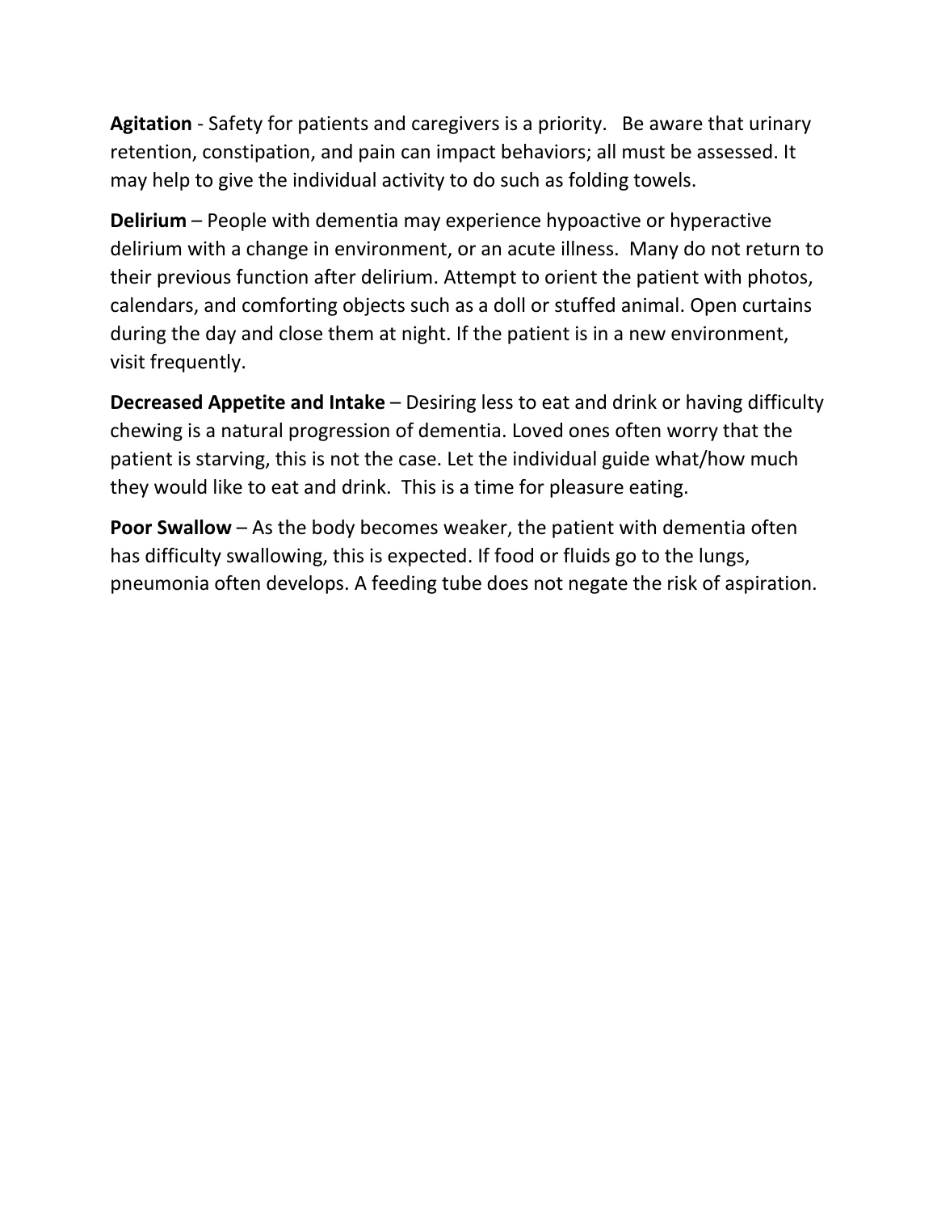**Agitation** - Safety for patients and caregivers is a priority. Be aware that urinary retention, constipation, and pain can impact behaviors; all must be assessed. It may help to give the individual activity to do such as folding towels.

**Delirium** – People with dementia may experience hypoactive or hyperactive delirium with a change in environment, or an acute illness. Many do not return to their previous function after delirium. Attempt to orient the patient with photos, calendars, and comforting objects such as a doll or stuffed animal. Open curtains during the day and close them at night. If the patient is in a new environment, visit frequently.

**Decreased Appetite and Intake** – Desiring less to eat and drink or having difficulty chewing is a natural progression of dementia. Loved ones often worry that the patient is starving, this is not the case. Let the individual guide what/how much they would like to eat and drink. This is a time for pleasure eating.

**Poor Swallow** – As the body becomes weaker, the patient with dementia often has difficulty swallowing, this is expected. If food or fluids go to the lungs, pneumonia often develops. A feeding tube does not negate the risk of aspiration.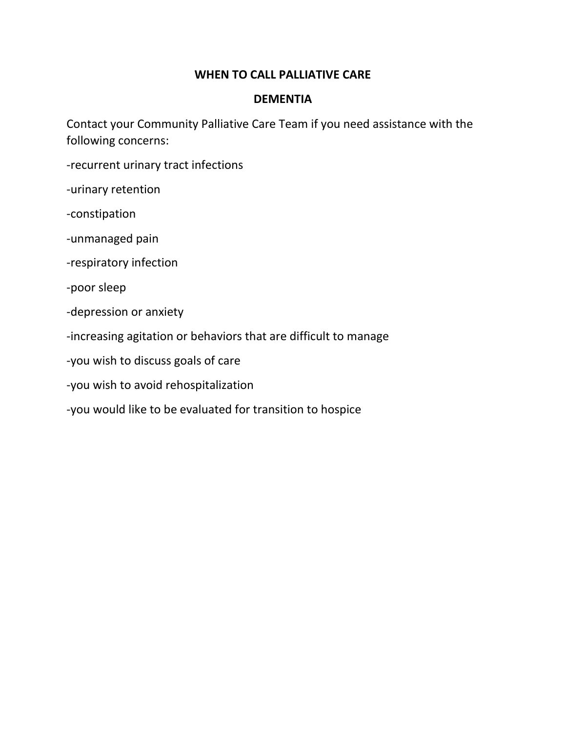# WHEN TO CALL PALLIATIVE CARE

## DEMENTIA

Contact your Community Palliative Care Team if you need assistance with the following concerns:

-recurrent urinary tract infections

-urinary retention

-constipation

-unmanaged pain

-respiratory infection

-poor sleep

-depression or anxiety

-increasing agitation or behaviors that are difficult to manage

-you wish to discuss goals of care

-you wish to avoid rehospitalization

-you would like to be evaluated for transition to hospice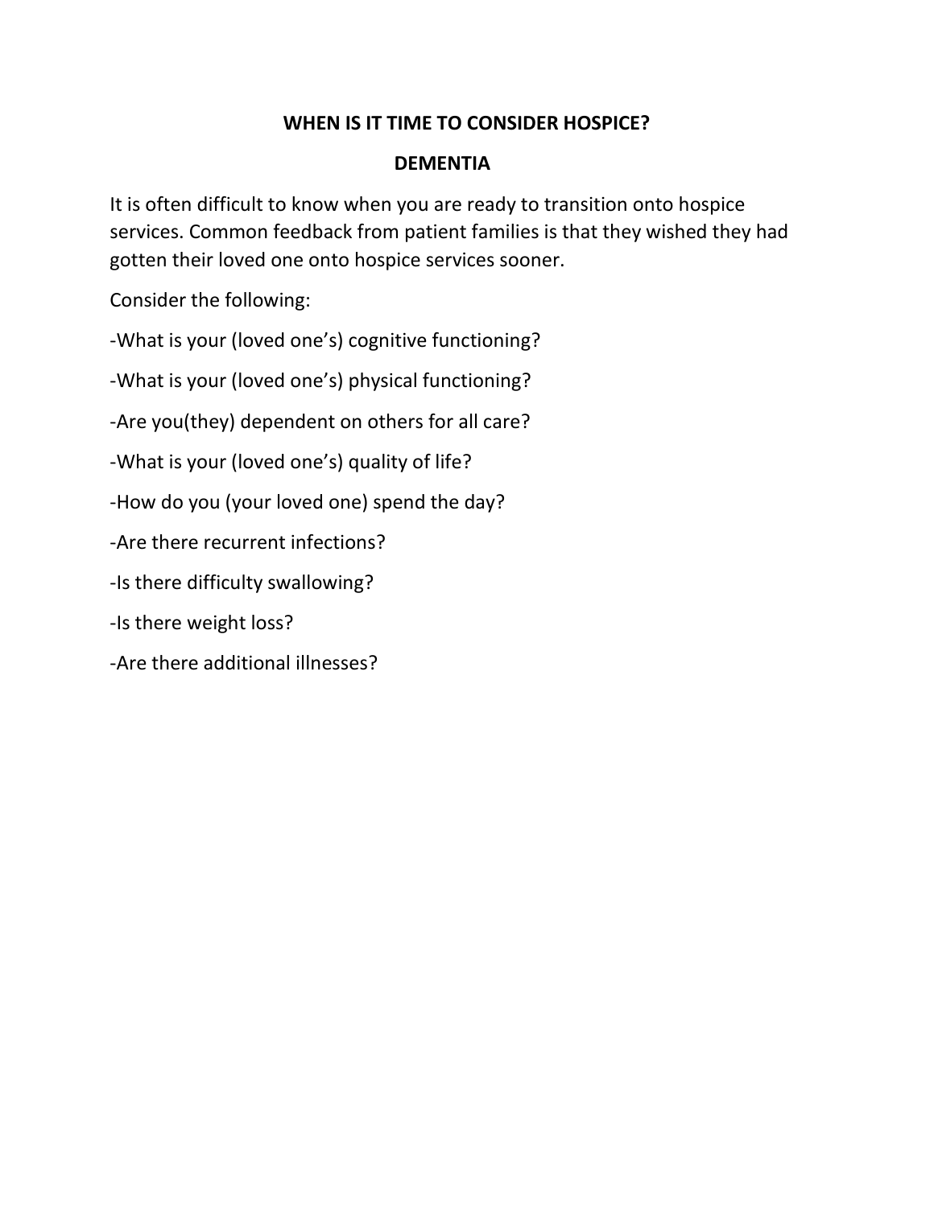## WHEN IS IT TIME TO CONSIDER HOSPICE?

### DEMENTIA

It is often difficult to know when you are ready to transition onto hospice services. Common feedback from patient families is that they wished they had gotten their loved one onto hospice services sooner.

Consider the following:

-What is your (loved one's) cognitive functioning?

-What is your (loved one's) physical functioning?

-Are you(they) dependent on others for all care?

-What is your (loved one's) quality of life?

-How do you (your loved one) spend the day?

-Are there recurrent infections?

-Is there difficulty swallowing?

-Is there weight loss?

-Are there additional illnesses?